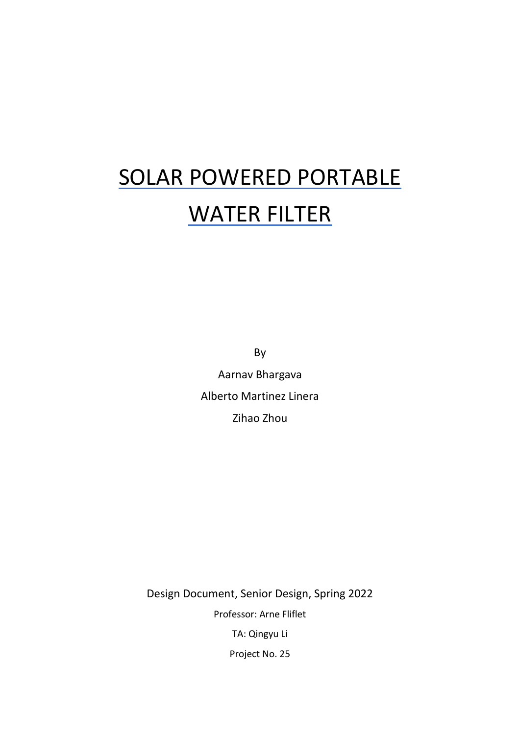# SOLAR POWERED PORTABLE WATER FILTER

By

Aarnav Bhargava

Alberto Martinez Linera

Zihao Zhou

Design Document, Senior Design, Spring 2022

Professor: Arne Fliflet

TA: Qingyu Li

Project No. 25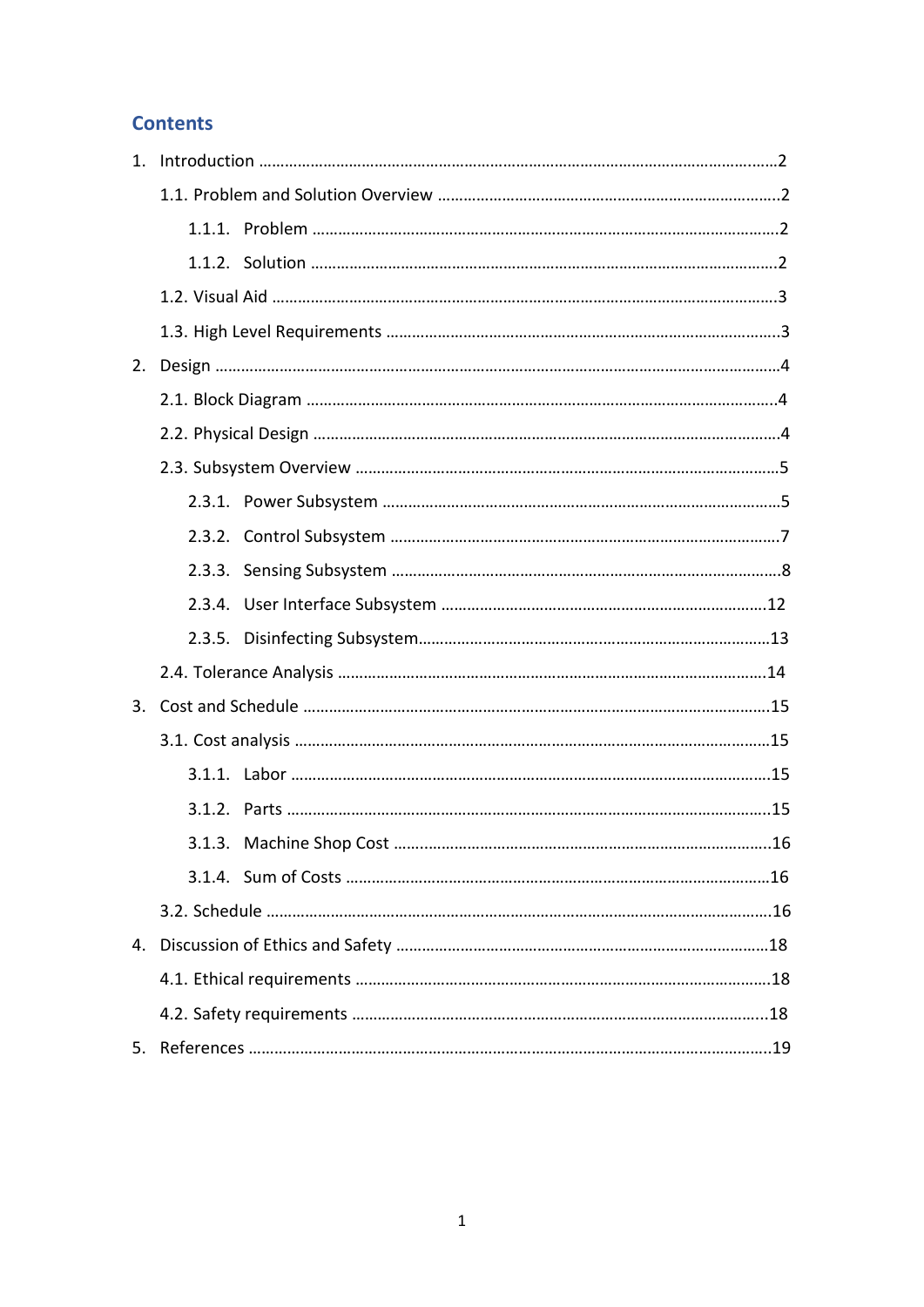# Contents

1. Introduction .......................................................................................................................2
   - 1.1. Problem and Solution Overview ...............................................................................2
     - 1.1.1. Problem ...........................................................................................................2
     - 1.1.2. Solution ...........................................................................................................2
   - 1.2. Visual Aid ....................................................................................................................3
   - 1.3. High Level Requirements ...........................................................................................3
2. Design ..................................................................................................................................4
   - 2.1. Block Diagram ............................................................................................................4
   - 2.2. Physical Design ...........................................................................................................4
   - 2.3. Subsystem Overview ..................................................................................................5
     - 2.3.1. Power Subsystem ...........................................................................................5
     - 2.3.2. Control Subsystem .........................................................................................7
     - 2.3.3. Sensing Subsystem .........................................................................................8
     - 2.3.4. User Interface Subsystem ..........................................................................12
     - 2.3.5. Disinfecting Subsystem.................................................................................13
   - 2.4. Tolerance Analysis ..................................................................................................14
3. Cost and Schedule ..........................................................................................................15
   - 3.1. Cost analysis .............................................................................................................15
     - 3.1.1. Labor ..............................................................................................................15
     - 3.1.2. Parts ...............................................................................................................15
     - 3.1.3. Machine Shop Cost ......................................................................................16
     - 3.1.4. Sum of Costs .................................................................................................16
   - 3.2. Schedule ....................................................................................................................16
4. Discussion of Ethics and Safety ......................................................................................18
   - 4.1. Ethical requirements ...............................................................................................18
   - 4.2. Safety requirements ...............................................................................................18
5. References .......................................................................................................................19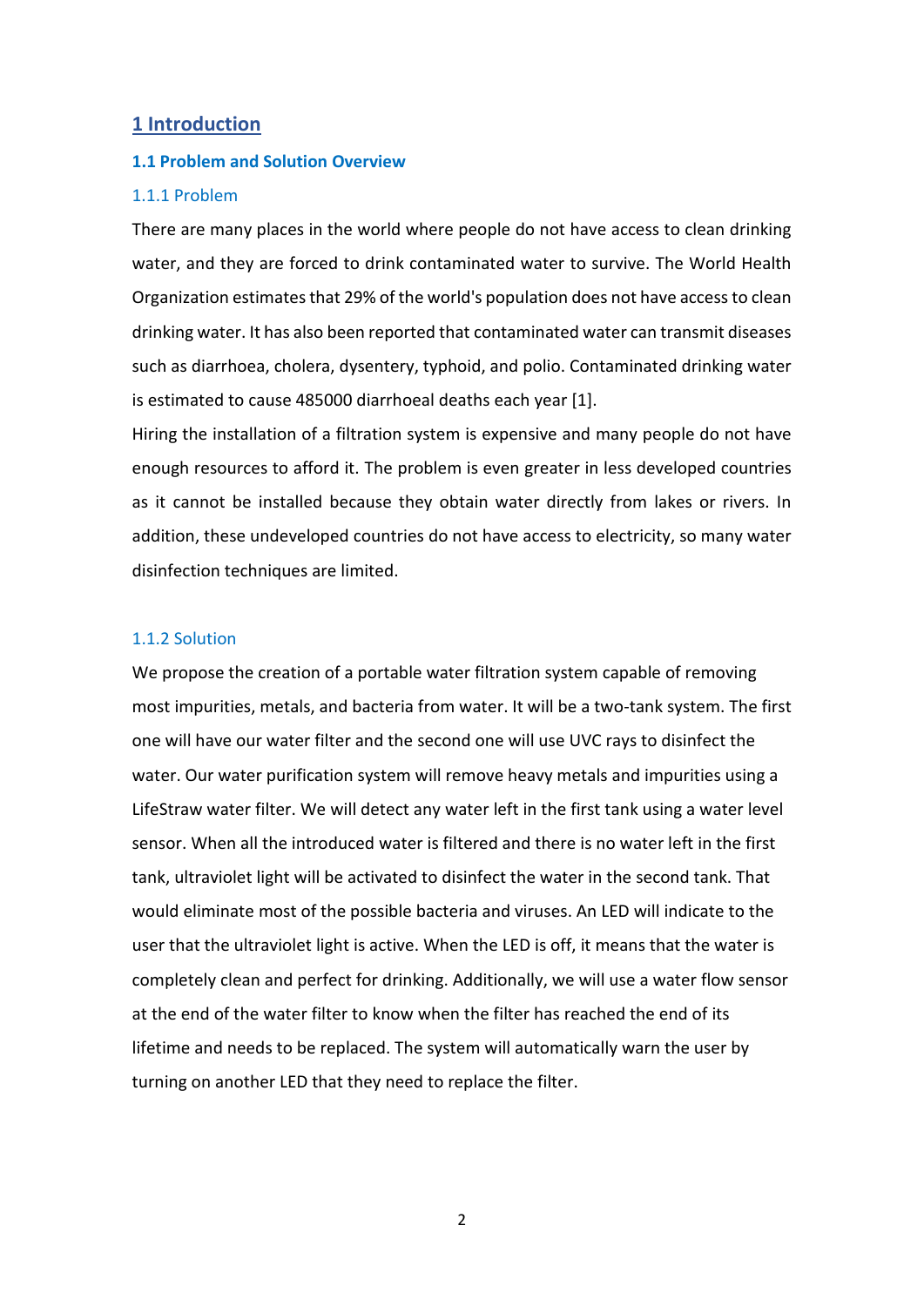# 1 Introduction

## 1.1 Problem and Solution Overview

### 1.1.1 Problem

There are many places in the world where people do not have access to clean drinking water, and they are forced to drink contaminated water to survive. The World Health Organization estimates that 29% of the world's population does not have access to clean drinking water. It has also been reported that contaminated water can transmit diseases such as diarrhoea, cholera, dysentery, typhoid, and polio. Contaminated drinking water is estimated to cause 485000 diarrhoeal deaths each year [1].

Hiring the installation of a filtration system is expensive and many people do not have enough resources to afford it. The problem is even greater in less developed countries as it cannot be installed because they obtain water directly from lakes or rivers. In addition, these undeveloped countries do not have access to electricity, so many water disinfection techniques are limited.

### 1.1.2 Solution

We propose the creation of a portable water filtration system capable of removing most impurities, metals, and bacteria from water. It will be a two-tank system. The first one will have our water filter and the second one will use UVC rays to disinfect the water. Our water purification system will remove heavy metals and impurities using a LifeStraw water filter. We will detect any water left in the first tank using a water level sensor. When all the introduced water is filtered and there is no water left in the first tank, ultraviolet light will be activated to disinfect the water in the second tank. That would eliminate most of the possible bacteria and viruses. An LED will indicate to the user that the ultraviolet light is active. When the LED is off, it means that the water is completely clean and perfect for drinking. Additionally, we will use a water flow sensor at the end of the water filter to know when the filter has reached the end of its lifetime and needs to be replaced. The system will automatically warn the user by turning on another LED that they need to replace the filter.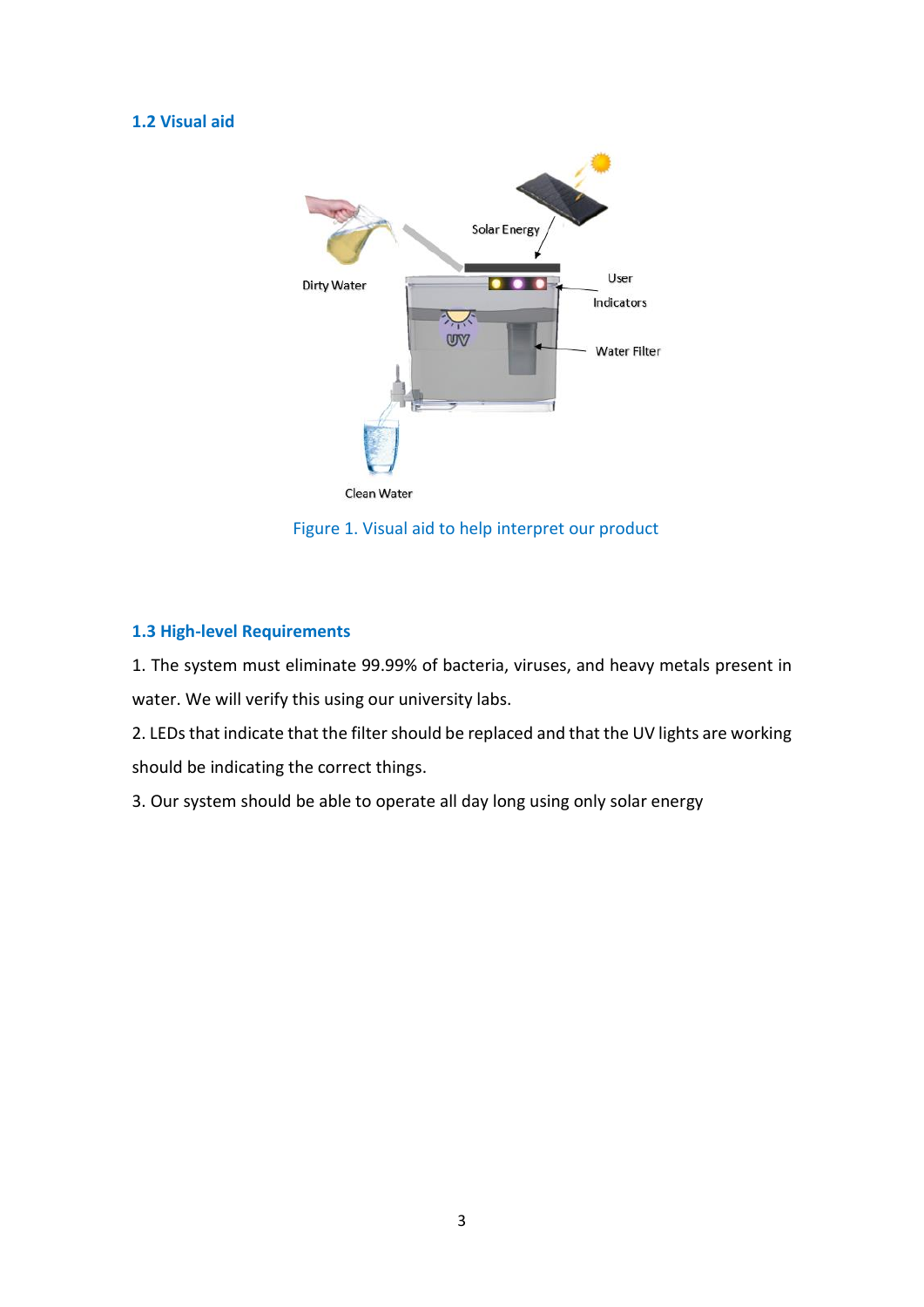## 1.2 Visual aid

Figure 1. Visual aid to help interpret our product

## 1.3 High-level Requirements

1. The system must eliminate 99.99% of bacteria, viruses, and heavy metals present in water. We will verify this using our university labs.
2. LEDs that indicate that the filter should be replaced and that the UV lights are working should be indicating the correct things.
3. Our system should be able to operate all day long using only solar energy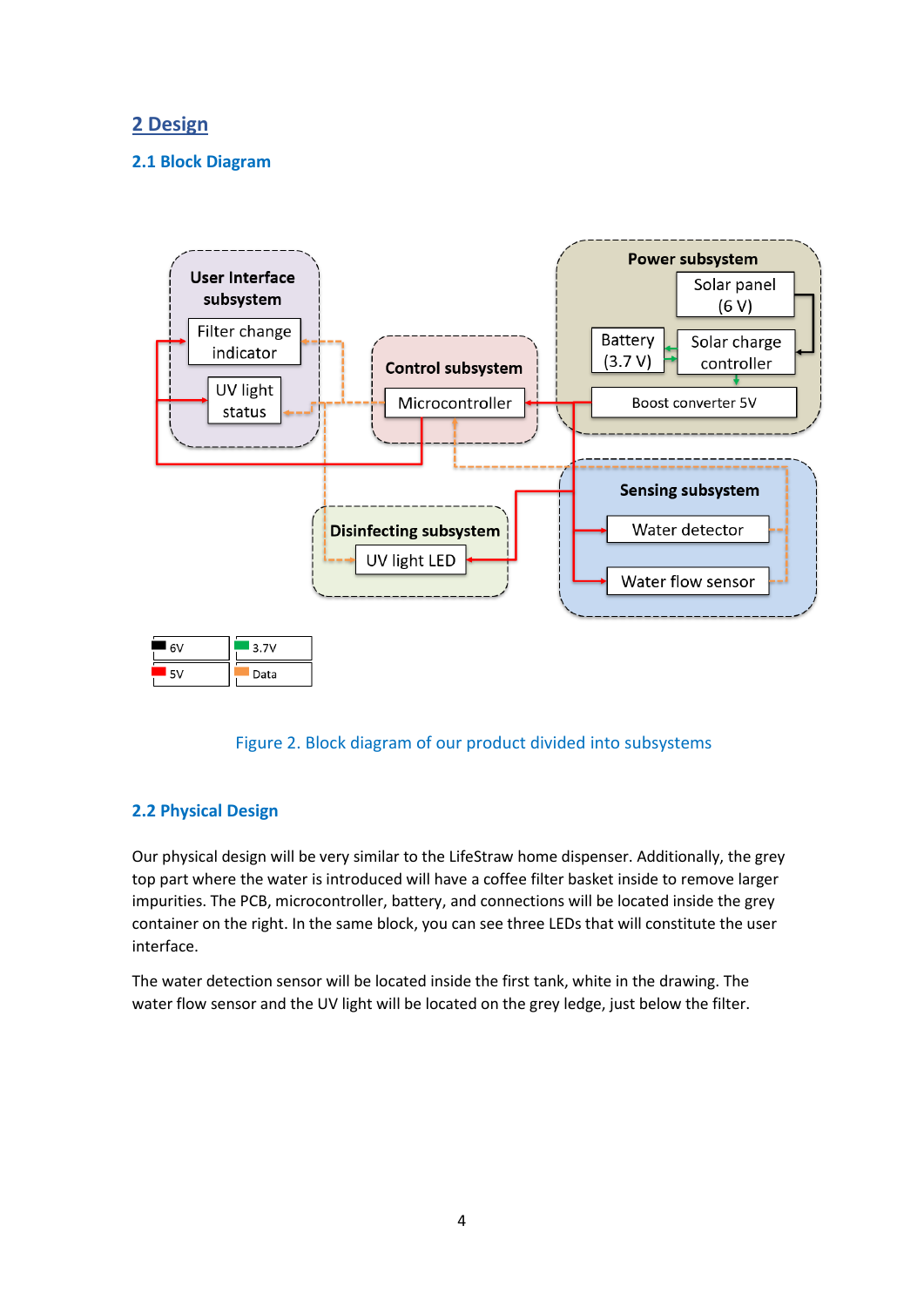# 2 Design

## 2.1 Block Diagram

Figure 2. Block diagram of our product divided into subsystems

## 2.2 Physical Design

Our physical design will be very similar to the LifeStraw home dispenser. Additionally, the grey top part where the water is introduced will have a coffee filter basket inside to remove larger impurities. The PCB, microcontroller, battery, and connections will be located inside the grey container on the right. In the same block, you can see three LEDs that will constitute the user interface.

The water detection sensor will be located inside the first tank, white in the drawing. The water flow sensor and the UV light will be located on the grey ledge, just below the filter.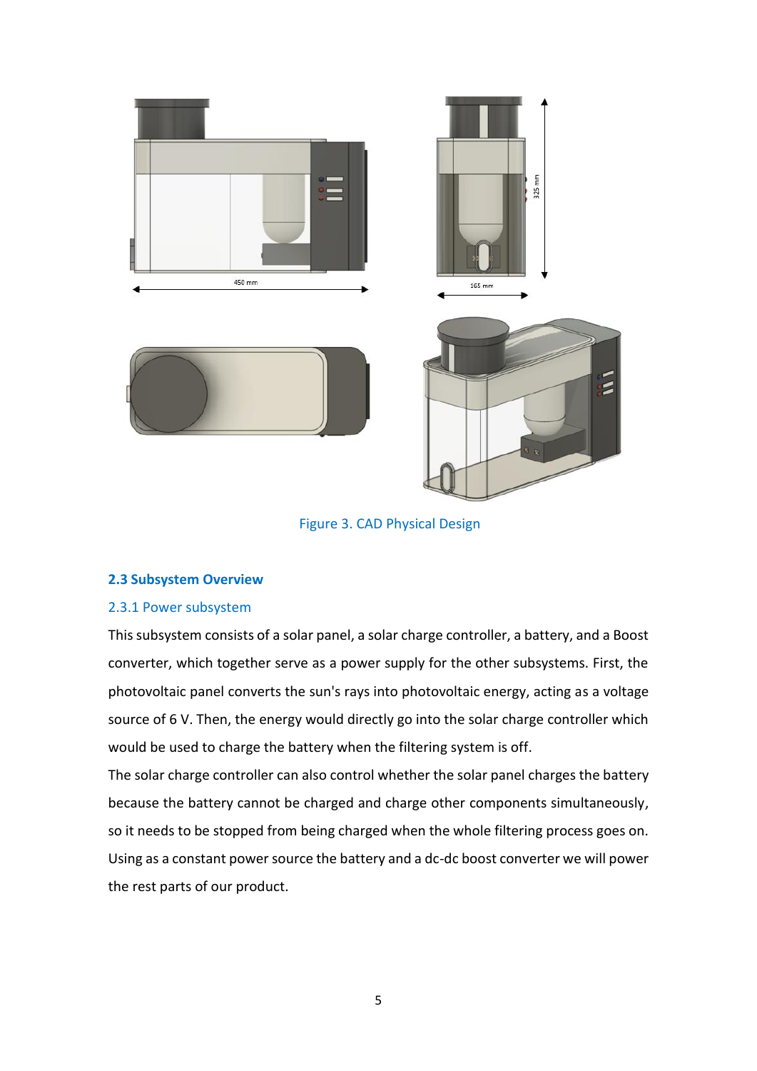Figure 3. CAD Physical Design

### 2.3 Subsystem Overview

#### 2.3.1 Power subsystem

This subsystem consists of a solar panel, a solar charge controller, a battery, and a Boost converter, which together serve as a power supply for the other subsystems. First, the photovoltaic panel converts the sun's rays into photovoltaic energy, acting as a voltage source of 6 V. Then, the energy would directly go into the solar charge controller which would be used to charge the battery when the filtering system is off.

The solar charge controller can also control whether the solar panel charges the battery because the battery cannot be charged and charge other components simultaneously, so it needs to be stopped from being charged when the whole filtering process goes on. Using as a constant power source the battery and a dc-dc boost converter we will power the rest parts of our product.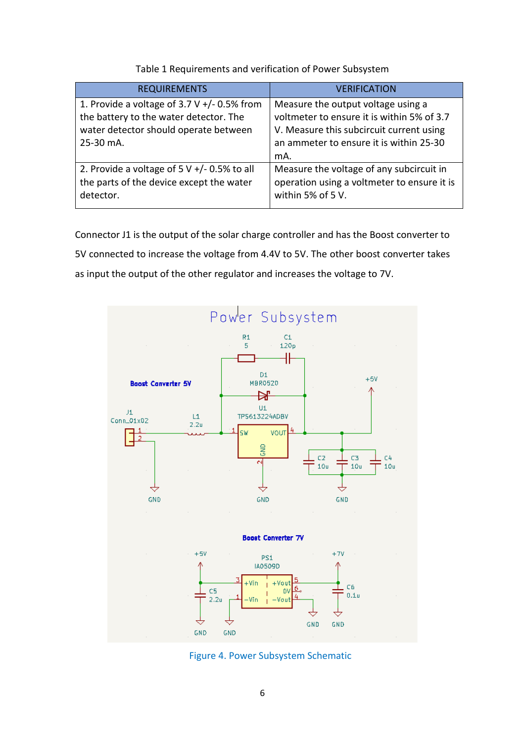Table 1 Requirements and verification of Power Subsystem

| REQUIREMENTS | VERIFICATION |
| --- | --- |
| 1. Provide a voltage of 3.7 V +/- 0.5% from the battery to the water detector. The water detector should operate between 25-30 mA. | Measure the output voltage using a voltmeter to ensure it is within 5% of 3.7 V. Measure this subcircuit current using an ammeter to ensure it is within 25-30 mA. |
| 2. Provide a voltage of 5 V +/- 0.5% to all the parts of the device except the water detector. | Measure the voltage of any subcircuit in operation using a voltmeter to ensure it is within 5% of 5 V. |

Connector J1 is the output of the solar charge controller and has the Boost converter to 5V connected to increase the voltage from 4.4V to 5V. The other boost converter takes as input the output of the other regulator and increases the voltage to 7V.

Figure 4. Power Subsystem Schematic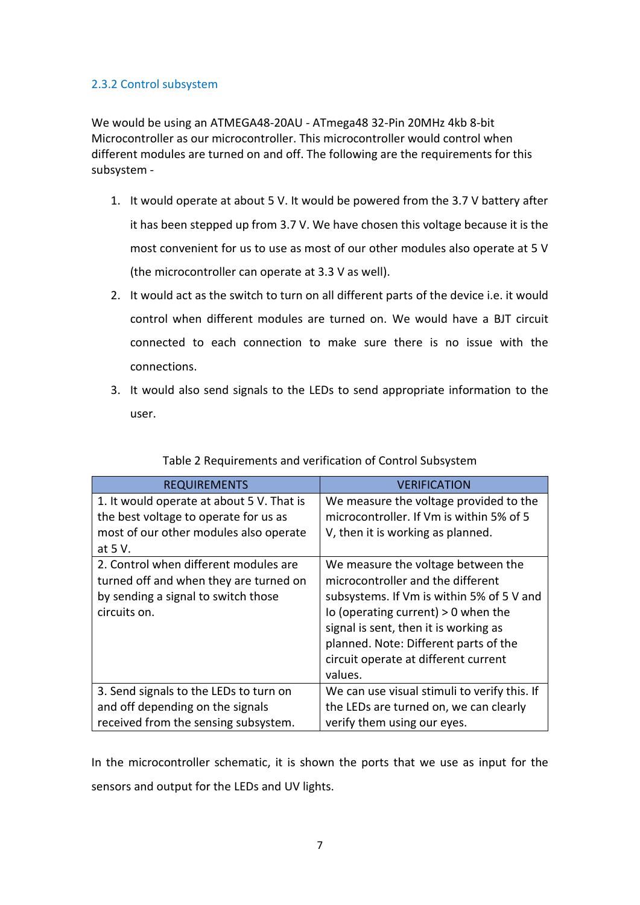### 2.3.2 Control subsystem

We would be using an ATMEGA48-20AU - ATmega48 32-Pin 20MHz 4kb 8-bit Microcontroller as our microcontroller. This microcontroller would control when different modules are turned on and off. The following are the requirements for this subsystem -

1. It would operate at about 5 V. It would be powered from the 3.7 V battery after it has been stepped up from 3.7 V. We have chosen this voltage because it is the most convenient for us to use as most of our other modules also operate at 5 V (the microcontroller can operate at 3.3 V as well).
2. It would act as the switch to turn on all different parts of the device i.e. it would control when different modules are turned on. We would have a BJT circuit connected to each connection to make sure there is no issue with the connections.
3. It would also send signals to the LEDs to send appropriate information to the user.

Table 2 Requirements and verification of Control Subsystem

| REQUIREMENTS | VERIFICATION |
| --- | --- |
| 1. It would operate at about 5 V. That is the best voltage to operate for us as most of our other modules also operate at 5 V. | We measure the voltage provided to the microcontroller. If Vm is within 5% of 5 V, then it is working as planned. |
| 2. Control when different modules are turned off and when they are turned on by sending a signal to switch those circuits on. | We measure the voltage between the microcontroller and the different subsystems. If Vm is within 5% of 5 V and Io (operating current) > 0 when the signal is sent, then it is working as planned. Note: Different parts of the circuit operate at different current values. |
| 3. Send signals to the LEDs to turn on and off depending on the signals received from the sensing subsystem. | We can use visual stimuli to verify this. If the LEDs are turned on, we can clearly verify them using our eyes. |

In the microcontroller schematic, it is shown the ports that we use as input for the sensors and output for the LEDs and UV lights.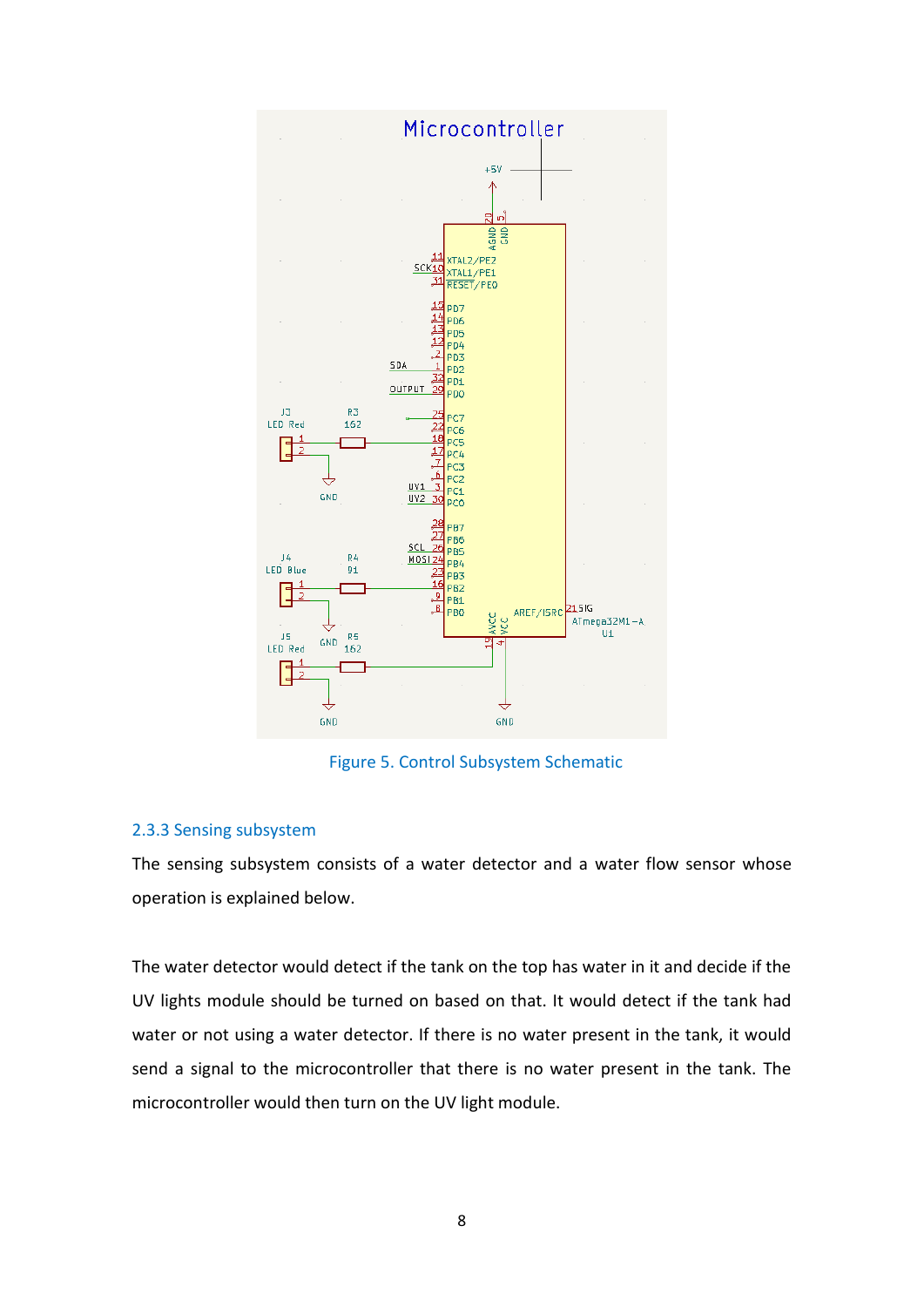Figure 5. Control Subsystem Schematic

### 2.3.3 Sensing subsystem

The sensing subsystem consists of a water detector and a water flow sensor whose operation is explained below.

The water detector would detect if the tank on the top has water in it and decide if the UV lights module should be turned on based on that. It would detect if the tank had water or not using a water detector. If there is no water present in the tank, it would send a signal to the microcontroller that there is no water present in the tank. The microcontroller would then turn on the UV light module.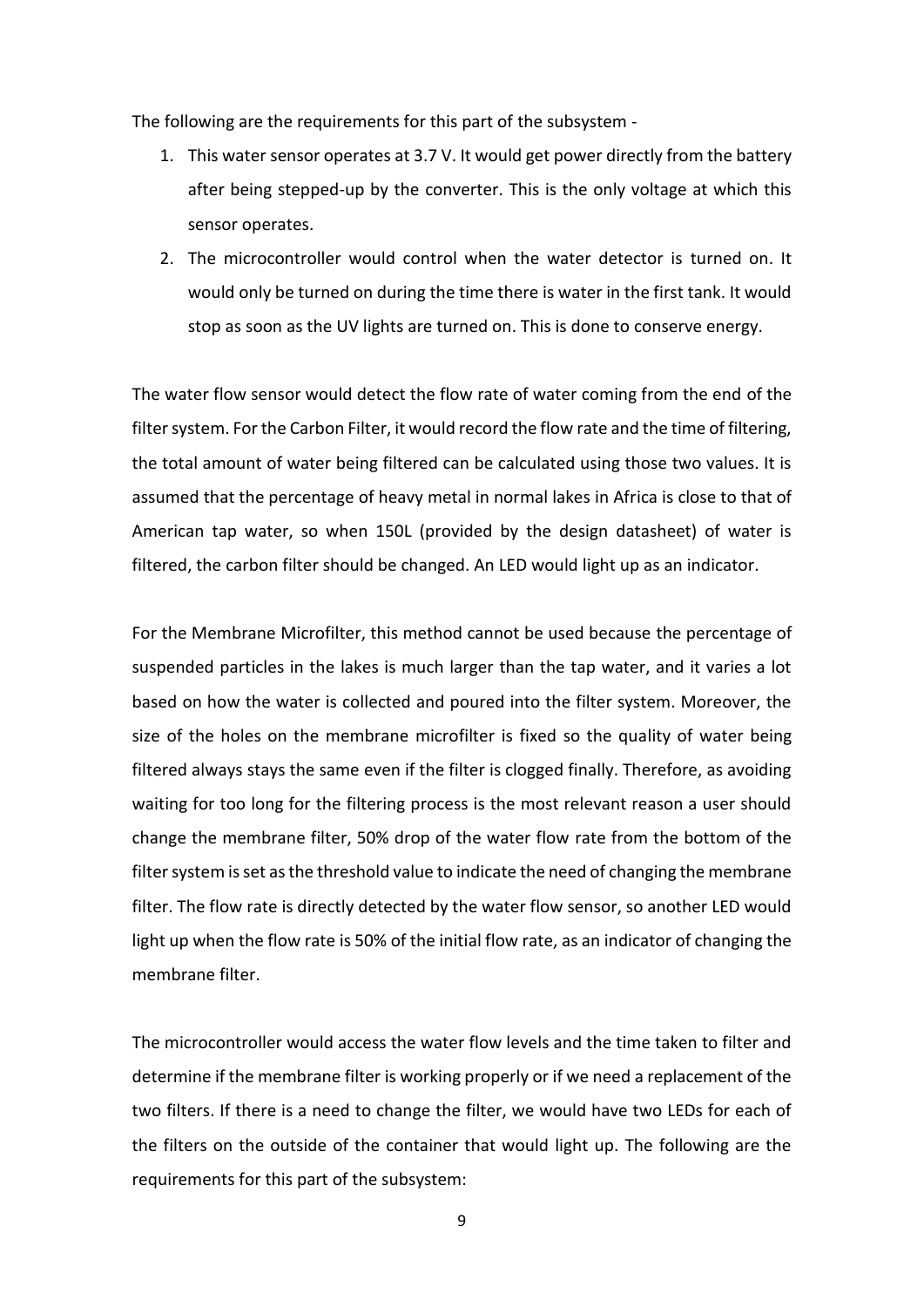The following are the requirements for this part of the subsystem -

1. This water sensor operates at 3.7 V. It would get power directly from the battery after being stepped-up by the converter. This is the only voltage at which this sensor operates.
2. The microcontroller would control when the water detector is turned on. It would only be turned on during the time there is water in the first tank. It would stop as soon as the UV lights are turned on. This is done to conserve energy.

The water flow sensor would detect the flow rate of water coming from the end of the filter system. For the Carbon Filter, it would record the flow rate and the time of filtering, the total amount of water being filtered can be calculated using those two values. It is assumed that the percentage of heavy metal in normal lakes in Africa is close to that of American tap water, so when 150L (provided by the design datasheet) of water is filtered, the carbon filter should be changed. An LED would light up as an indicator.

For the Membrane Microfilter, this method cannot be used because the percentage of suspended particles in the lakes is much larger than the tap water, and it varies a lot based on how the water is collected and poured into the filter system. Moreover, the size of the holes on the membrane microfilter is fixed so the quality of water being filtered always stays the same even if the filter is clogged finally. Therefore, as avoiding waiting for too long for the filtering process is the most relevant reason a user should change the membrane filter, 50% drop of the water flow rate from the bottom of the filter system is set as the threshold value to indicate the need of changing the membrane filter. The flow rate is directly detected by the water flow sensor, so another LED would light up when the flow rate is 50% of the initial flow rate, as an indicator of changing the membrane filter.

The microcontroller would access the water flow levels and the time taken to filter and determine if the membrane filter is working properly or if we need a replacement of the two filters. If there is a need to change the filter, we would have two LEDs for each of the filters on the outside of the container that would light up. The following are the requirements for this part of the subsystem: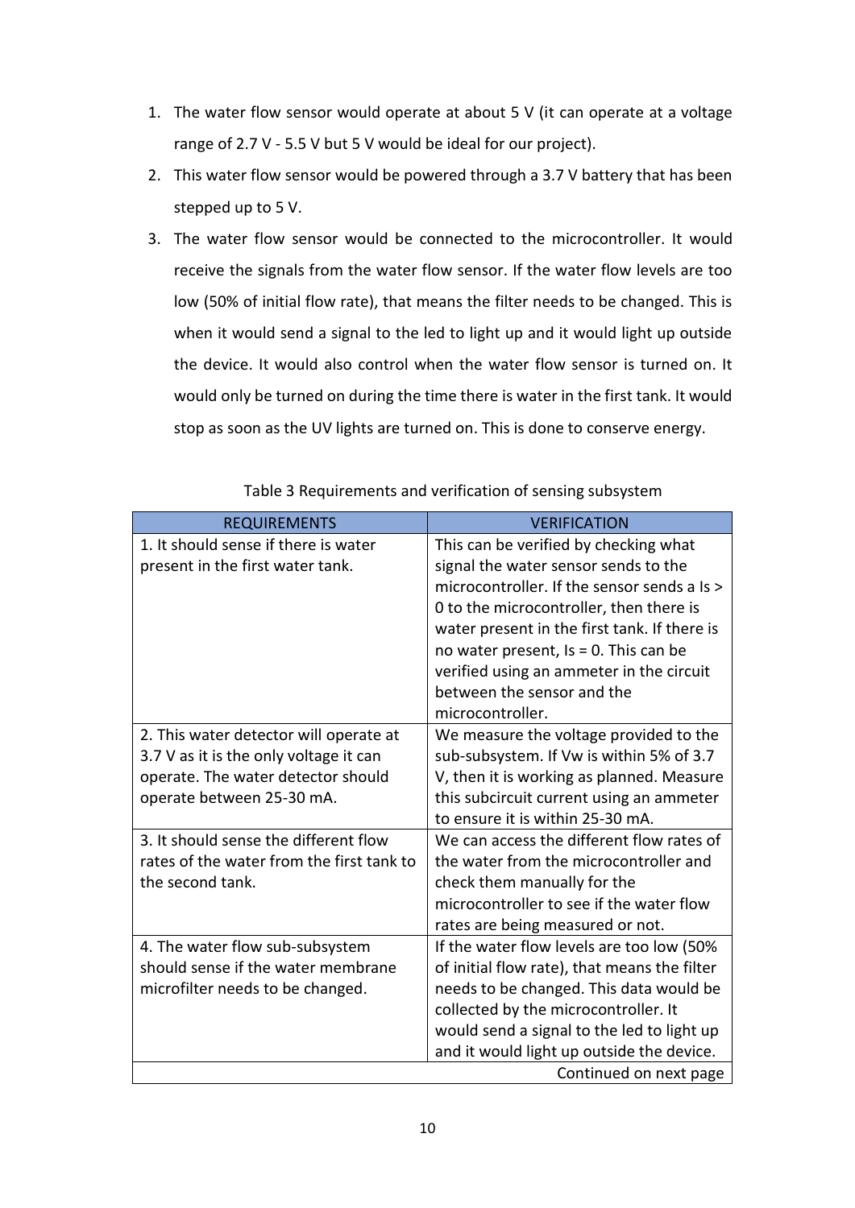1. The water flow sensor would operate at about 5 V (it can operate at a voltage range of 2.7 V - 5.5 V but 5 V would be ideal for our project).
2. This water flow sensor would be powered through a 3.7 V battery that has been stepped up to 5 V.
3. The water flow sensor would be connected to the microcontroller. It would receive the signals from the water flow sensor. If the water flow levels are too low (50% of initial flow rate), that means the filter needs to be changed. This is when it would send a signal to the led to light up and it would light up outside the device. It would also control when the water flow sensor is turned on. It would only be turned on during the time there is water in the first tank. It would stop as soon as the UV lights are turned on. This is done to conserve energy.

Table 3 Requirements and verification of sensing subsystem

| REQUIREMENTS | VERIFICATION |
|---|---|
| 1. It should sense if there is water present in the first water tank. | This can be verified by checking what signal the water sensor sends to the microcontroller. If the sensor sends a $I_s > 0$ to the microcontroller, then there is water present in the first tank. If there is no water present, $I_s = 0$. This can be verified using an ammeter in the circuit between the sensor and the microcontroller. |
| 2. This water detector will operate at 3.7 V as it is the only voltage it can operate. The water detector should operate between 25-30 mA. | We measure the voltage provided to the sub-subsystem. If $V_w$ is within 5% of 3.7 V, then it is working as planned. Measure this subcircuit current using an ammeter to ensure it is within 25-30 mA. |
| 3. It should sense the different flow rates of the water from the first tank to the second tank. | We can access the different flow rates of the water from the microcontroller and check them manually for the microcontroller to see if the water flow rates are being measured or not. |
| 4. The water flow sub-subsystem should sense if the water membrane microfilter needs to be changed. | If the water flow levels are too low (50% of initial flow rate), that means the filter needs to be changed. This data would be collected by the microcontroller. It would send a signal to the led to light up and it would light up outside the device. |
| | Continued on next page |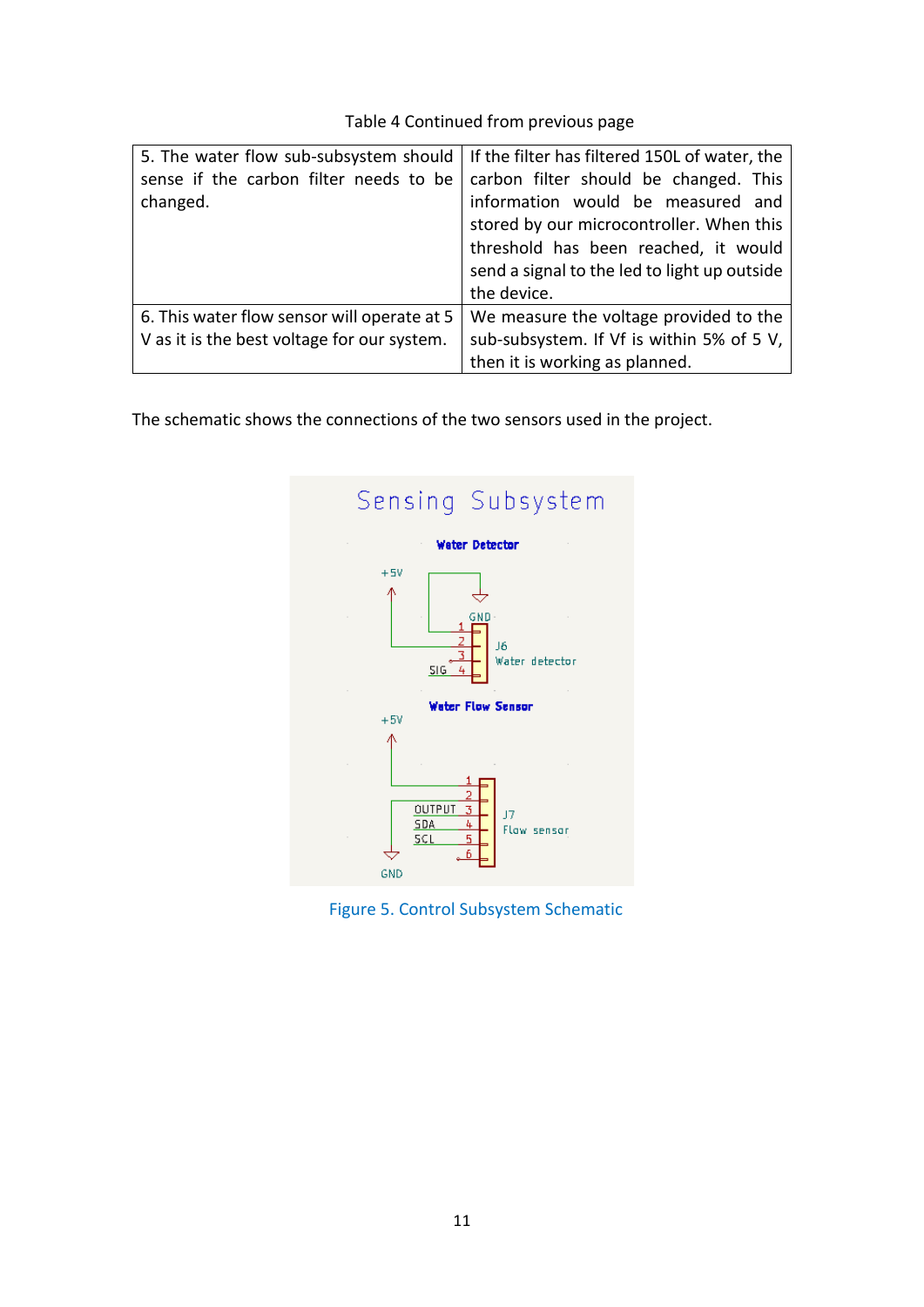Table 4 Continued from previous page

| | |
|---|---|
| 5. The water flow sub-subsystem should sense if the carbon filter needs to be changed. | If the filter has filtered 150L of water, the carbon filter should be changed. This information would be measured and stored by our microcontroller. When this threshold has been reached, it would send a signal to the led to light up outside the device. |
| 6. This water flow sensor will operate at 5 V as it is the best voltage for our system. | We measure the voltage provided to the sub-subsystem. If Vf is within 5% of 5 V, then it is working as planned. |

The schematic shows the connections of the two sensors used in the project.

Figure 5. Control Subsystem Schematic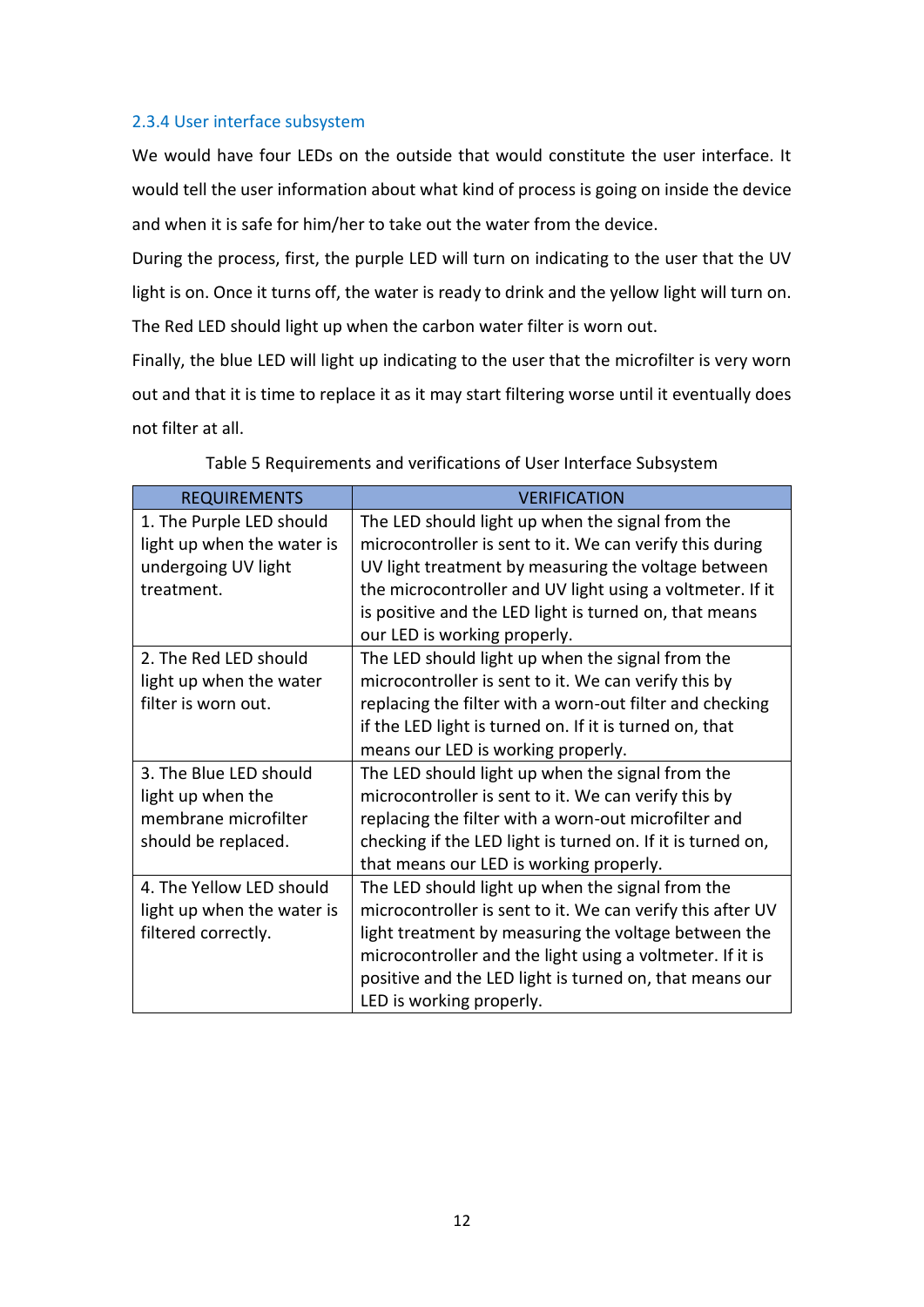### 2.3.4 User interface subsystem

We would have four LEDs on the outside that would constitute the user interface. It would tell the user information about what kind of process is going on inside the device and when it is safe for him/her to take out the water from the device.

During the process, first, the purple LED will turn on indicating to the user that the UV light is on. Once it turns off, the water is ready to drink and the yellow light will turn on. The Red LED should light up when the carbon water filter is worn out.

Finally, the blue LED will light up indicating to the user that the microfilter is very worn out and that it is time to replace it as it may start filtering worse until it eventually does not filter at all.

Table 5 Requirements and verifications of User Interface Subsystem

| REQUIREMENTS | VERIFICATION |
| --- | --- |
| 1. The Purple LED should light up when the water is undergoing UV light treatment. | The LED should light up when the signal from the microcontroller is sent to it. We can verify this during UV light treatment by measuring the voltage between the microcontroller and UV light using a voltmeter. If it is positive and the LED light is turned on, that means our LED is working properly. |
| 2. The Red LED should light up when the water filter is worn out. | The LED should light up when the signal from the microcontroller is sent to it. We can verify this by replacing the filter with a worn-out filter and checking if the LED light is turned on. If it is turned on, that means our LED is working properly. |
| 3. The Blue LED should light up when the membrane microfilter should be replaced. | The LED should light up when the signal from the microcontroller is sent to it. We can verify this by replacing the filter with a worn-out microfilter and checking if the LED light is turned on. If it is turned on, that means our LED is working properly. |
| 4. The Yellow LED should light up when the water is filtered correctly. | The LED should light up when the signal from the microcontroller is sent to it. We can verify this after UV light treatment by measuring the voltage between the microcontroller and the light using a voltmeter. If it is positive and the LED light is turned on, that means our LED is working properly. |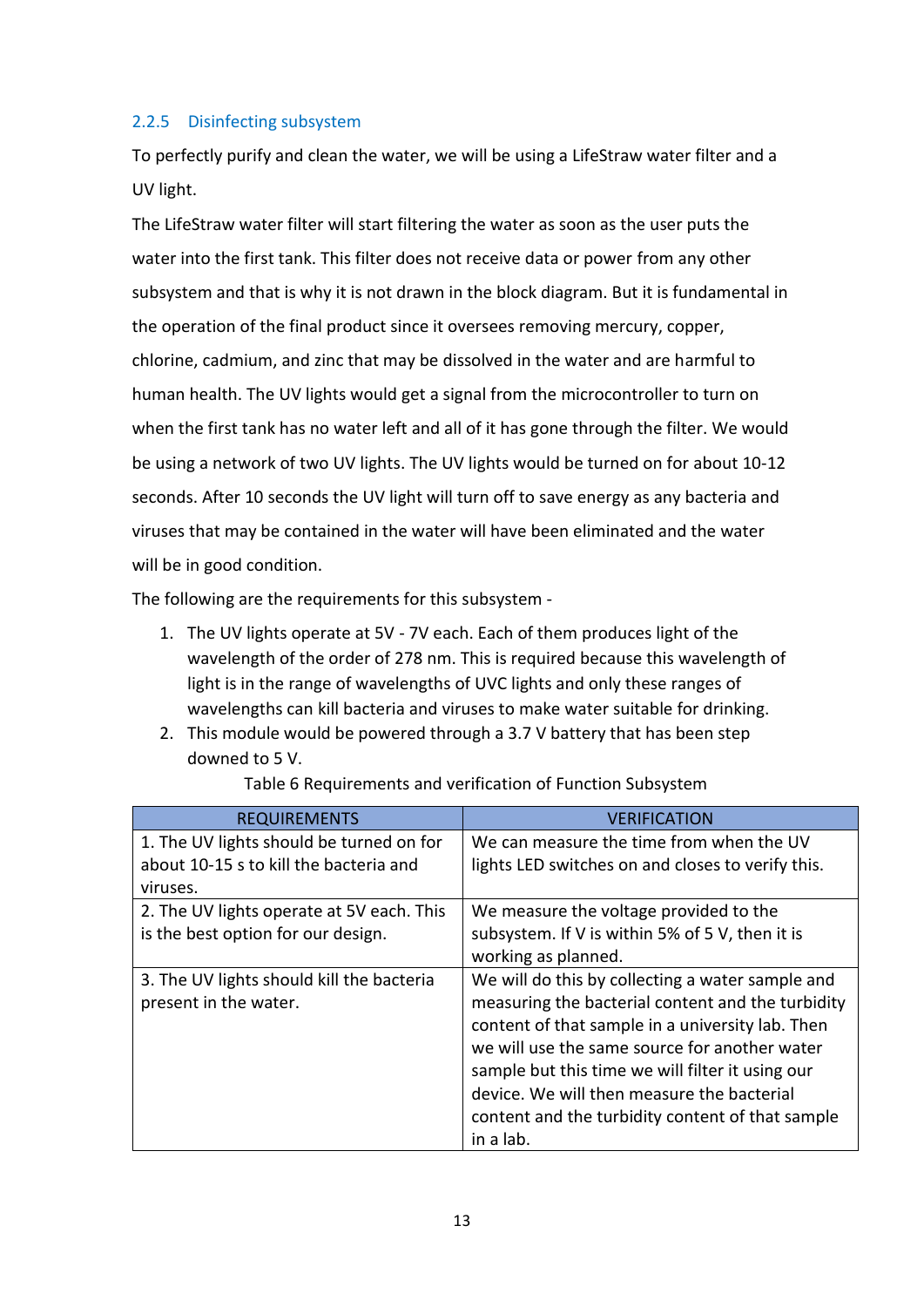### 2.2.5 Disinfecting subsystem

To perfectly purify and clean the water, we will be using a LifeStraw water filter and a UV light.

The LifeStraw water filter will start filtering the water as soon as the user puts the water into the first tank. This filter does not receive data or power from any other subsystem and that is why it is not drawn in the block diagram. But it is fundamental in the operation of the final product since it oversees removing mercury, copper, chlorine, cadmium, and zinc that may be dissolved in the water and are harmful to human health. The UV lights would get a signal from the microcontroller to turn on when the first tank has no water left and all of it has gone through the filter. We would be using a network of two UV lights. The UV lights would be turned on for about 10-12 seconds. After 10 seconds the UV light will turn off to save energy as any bacteria and viruses that may be contained in the water will have been eliminated and the water will be in good condition.

The following are the requirements for this subsystem -

1. The UV lights operate at 5V - 7V each. Each of them produces light of the wavelength of the order of 278 nm. This is required because this wavelength of light is in the range of wavelengths of UVC lights and only these ranges of wavelengths can kill bacteria and viruses to make water suitable for drinking.
2. This module would be powered through a 3.7 V battery that has been step downed to 5 V.

Table 6 Requirements and verification of Function Subsystem

| REQUIREMENTS | VERIFICATION |
| --- | --- |
| 1. The UV lights should be turned on for about 10-15 s to kill the bacteria and viruses. | We can measure the time from when the UV lights LED switches on and closes to verify this. |
| 2. The UV lights operate at 5V each. This is the best option for our design. | We measure the voltage provided to the subsystem. If V is within 5% of 5 V, then it is working as planned. |
| 3. The UV lights should kill the bacteria present in the water. | We will do this by collecting a water sample and measuring the bacterial content and the turbidity content of that sample in a university lab. Then we will use the same source for another water sample but this time we will filter it using our device. We will then measure the bacterial content and the turbidity content of that sample in a lab. |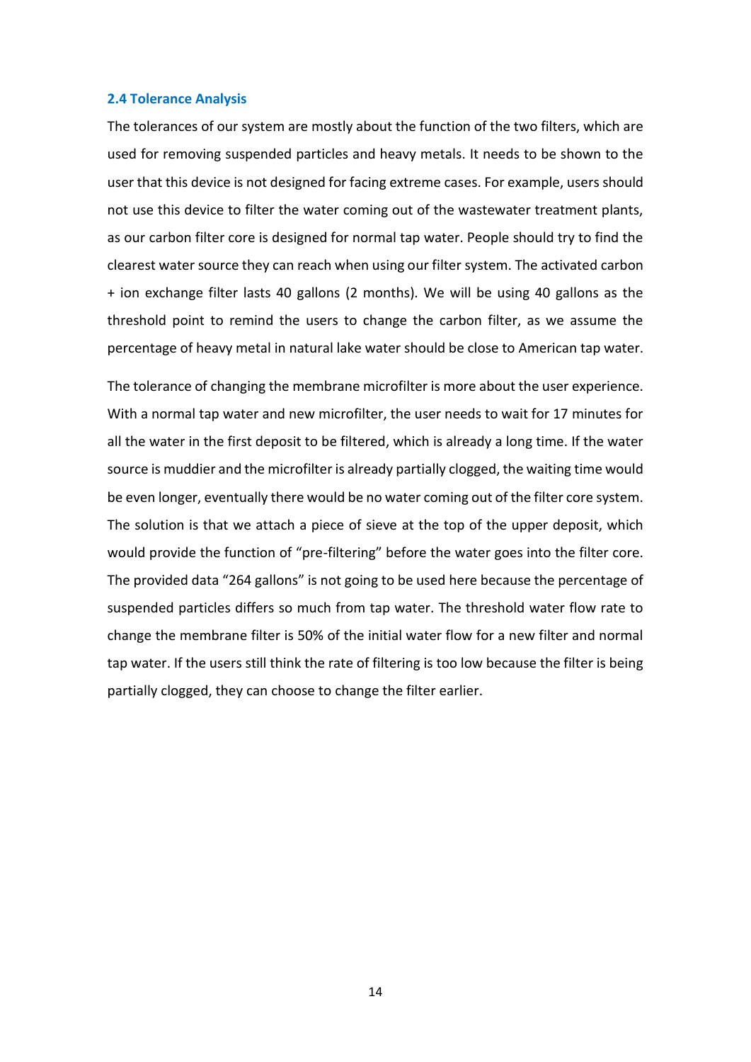### 2.4 Tolerance Analysis

The tolerances of our system are mostly about the function of the two filters, which are used for removing suspended particles and heavy metals. It needs to be shown to the user that this device is not designed for facing extreme cases. For example, users should not use this device to filter the water coming out of the wastewater treatment plants, as our carbon filter core is designed for normal tap water. People should try to find the clearest water source they can reach when using our filter system. The activated carbon + ion exchange filter lasts 40 gallons (2 months). We will be using 40 gallons as the threshold point to remind the users to change the carbon filter, as we assume the percentage of heavy metal in natural lake water should be close to American tap water.

The tolerance of changing the membrane microfilter is more about the user experience. With a normal tap water and new microfilter, the user needs to wait for 17 minutes for all the water in the first deposit to be filtered, which is already a long time. If the water source is muddier and the microfilter is already partially clogged, the waiting time would be even longer, eventually there would be no water coming out of the filter core system. The solution is that we attach a piece of sieve at the top of the upper deposit, which would provide the function of "pre-filtering" before the water goes into the filter core. The provided data "264 gallons" is not going to be used here because the percentage of suspended particles differs so much from tap water. The threshold water flow rate to change the membrane filter is 50% of the initial water flow for a new filter and normal tap water. If the users still think the rate of filtering is too low because the filter is being partially clogged, they can choose to change the filter earlier.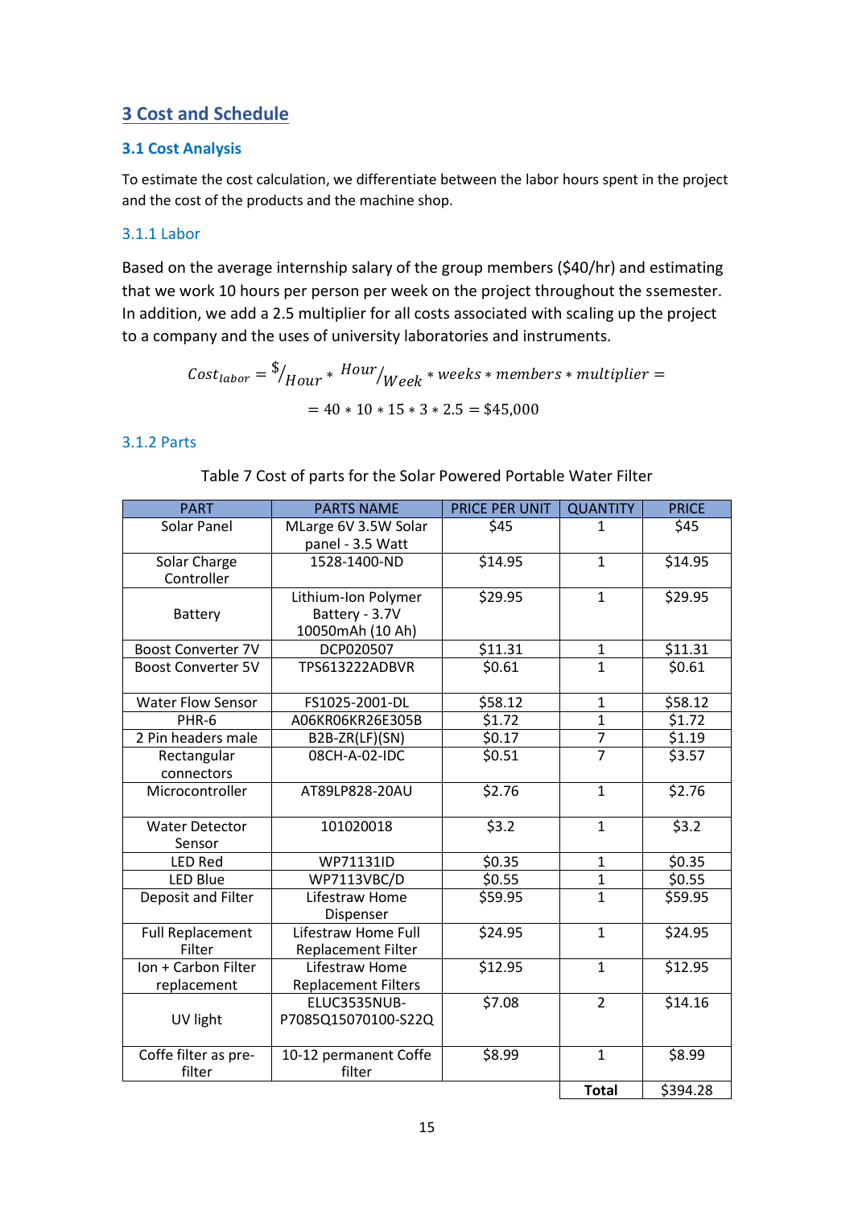## 3 Cost and Schedule

### 3.1 Cost Analysis

To estimate the cost calculation, we differentiate between the labor hours spent in the project and the cost of the products and the machine shop.

#### 3.1.1 Labor

Based on the average internship salary of the group members ($40/hr) and estimating that we work 10 hours per person per week on the project throughout the ssemester. In addition, we add a 2.5 multiplier for all costs associated with scaling up the project to a company and the uses of university laboratories and instruments.

$$Cost_{labor} = \$/_{Hour} * {}^{Hour}/_{Week} * weeks * members * multiplier =$$

$$= 40 * 10 * 15 * 3 * 2.5 = \$45{,}000$$

#### 3.1.2 Parts

Table 7 Cost of parts for the Solar Powered Portable Water Filter

| PART | PARTS NAME | PRICE PER UNIT | QUANTITY | PRICE |
|---|---|---|---|---|
| Solar Panel | MLarge 6V 3.5W Solar panel - 3.5 Watt | $45 | 1 | $45 |
| Solar Charge Controller | 1528-1400-ND | $14.95 | 1 | $14.95 |
| Battery | Lithium-Ion Polymer Battery - 3.7V 10050mAh (10 Ah) | $29.95 | 1 | $29.95 |
| Boost Converter 7V | DCP020507 | $11.31 | 1 | $11.31 |
| Boost Converter 5V | TPS613222ADBVR | $0.61 | 1 | $0.61 |
| Water Flow Sensor | FS1025-2001-DL | $58.12 | 1 | $58.12 |
| PHR-6 | A06KR06KR26E305B | $1.72 | 1 | $1.72 |
| 2 Pin headers male | B2B-ZR(LF)(SN) | $0.17 | 7 | $1.19 |
| Rectangular connectors | 08CH-A-02-IDC | $0.51 | 7 | $3.57 |
| Microcontroller | AT89LP828-20AU | $2.76 | 1 | $2.76 |
| Water Detector Sensor | 101020018 | $3.2 | 1 | $3.2 |
| LED Red | WP71131ID | $0.35 | 1 | $0.35 |
| LED Blue | WP7113VBC/D | $0.55 | 1 | $0.55 |
| Deposit and Filter | Lifestraw Home Dispenser | $59.95 | 1 | $59.95 |
| Full Replacement Filter | Lifestraw Home Full Replacement Filter | $24.95 | 1 | $24.95 |
| Ion + Carbon Filter replacement | Lifestraw Home Replacement Filters | $12.95 | 1 | $12.95 |
| UV light | ELUC3535NUB-P7085Q15070100-S22Q | $7.08 | 2 | $14.16 |
| Coffe filter as pre-filter | 10-12 permanent Coffe filter | $8.99 | 1 | $8.99 |
| | | | **Total** | $394.28 |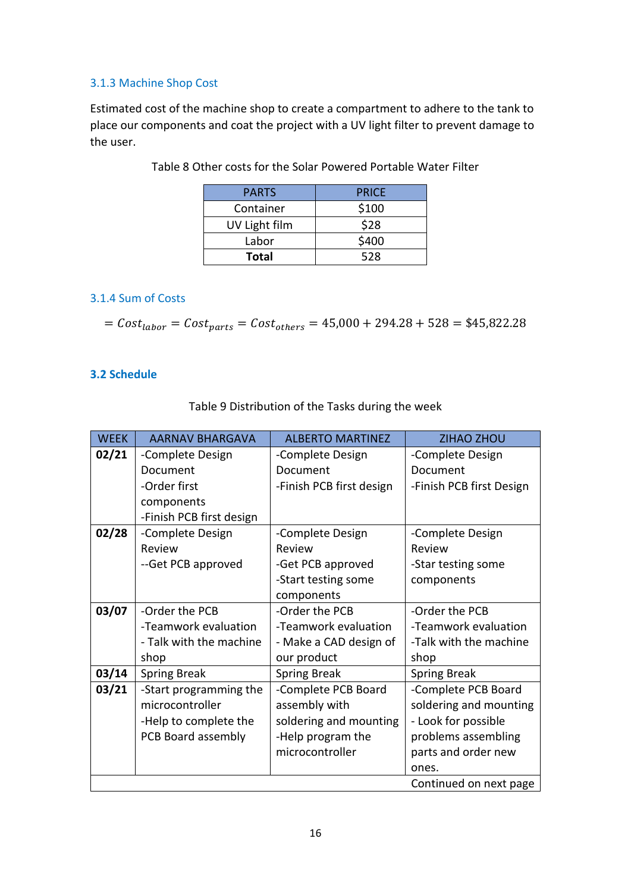### 3.1.3 Machine Shop Cost

Estimated cost of the machine shop to create a compartment to adhere to the tank to place our components and coat the project with a UV light filter to prevent damage to the user.

Table 8 Other costs for the Solar Powered Portable Water Filter

| PARTS | PRICE |
|---|---|
| Container | $100 |
| UV Light film | $28 |
| Labor | $400 |
| **Total** | 528 |

### 3.1.4 Sum of Costs

$$= Cost_{labor} = Cost_{parts} = Cost_{others} = 45{,}000 + 294.28 + 528 = \$45{,}822.28$$

## 3.2 Schedule

Table 9 Distribution of the Tasks during the week

| WEEK | AARNAV BHARGAVA | ALBERTO MARTINEZ | ZIHAO ZHOU |
|---|---|---|---|
| **02/21** | -Complete Design Document<br>-Order first components<br>-Finish PCB first design | -Complete Design Document<br>-Finish PCB first design | -Complete Design Document<br>-Finish PCB first Design |
| **02/28** | -Complete Design Review<br>--Get PCB approved | -Complete Design Review<br>-Get PCB approved<br>-Start testing some components | -Complete Design Review<br>-Star testing some components |
| **03/07** | -Order the PCB<br>-Teamwork evaluation<br>- Talk with the machine shop | -Order the PCB<br>-Teamwork evaluation<br>- Make a CAD design of our product | -Order the PCB<br>-Teamwork evaluation<br>-Talk with the machine shop |
| **03/14** | Spring Break | Spring Break | Spring Break |
| **03/21** | -Start programming the microcontroller<br>-Help to complete the PCB Board assembly | -Complete PCB Board assembly with soldering and mounting<br>-Help program the microcontroller | -Complete PCB Board soldering and mounting<br>- Look for possible problems assembling parts and order new ones. |
| | | | Continued on next page |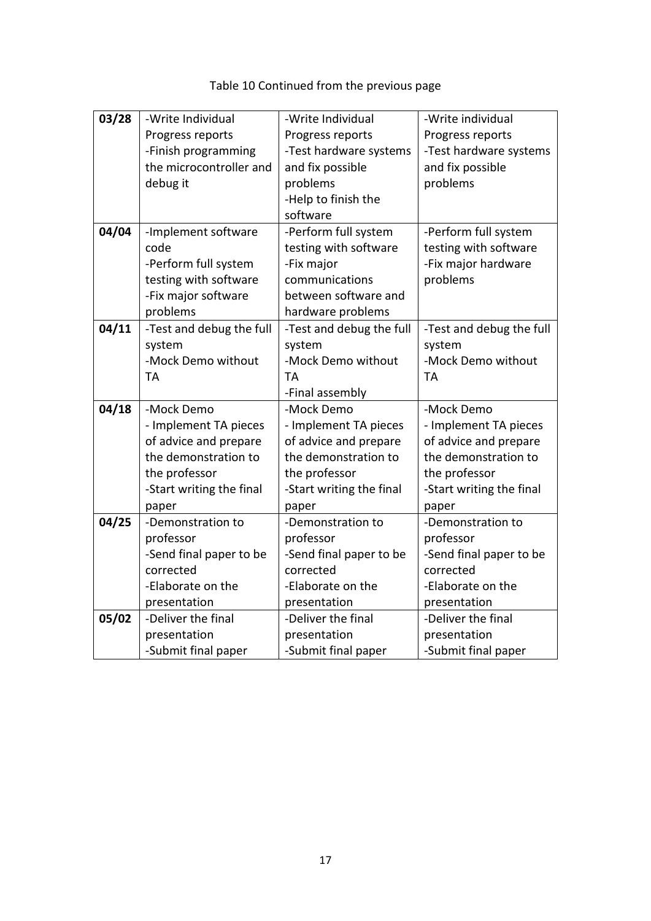Table 10 Continued from the previous page

| | | | |
|---|---|---|---|
| **03/28** | -Write Individual Progress reports<br>-Finish programming the microcontroller and debug it | -Write Individual Progress reports<br>-Test hardware systems and fix possible problems<br>-Help to finish the software | -Write individual Progress reports<br>-Test hardware systems and fix possible problems |
| **04/04** | -Implement software code<br>-Perform full system testing with software<br>-Fix major software problems | -Perform full system testing with software<br>-Fix major communications between software and hardware problems | -Perform full system testing with software<br>-Fix major hardware problems |
| **04/11** | -Test and debug the full system<br>-Mock Demo without TA | -Test and debug the full system<br>-Mock Demo without TA<br>-Final assembly | -Test and debug the full system<br>-Mock Demo without TA |
| **04/18** | -Mock Demo<br>- Implement TA pieces of advice and prepare the demonstration to the professor<br>-Start writing the final paper | -Mock Demo<br>- Implement TA pieces of advice and prepare the demonstration to the professor<br>-Start writing the final paper | -Mock Demo<br>- Implement TA pieces of advice and prepare the demonstration to the professor<br>-Start writing the final paper |
| **04/25** | -Demonstration to professor<br>-Send final paper to be corrected<br>-Elaborate on the presentation | -Demonstration to professor<br>-Send final paper to be corrected<br>-Elaborate on the presentation | -Demonstration to professor<br>-Send final paper to be corrected<br>-Elaborate on the presentation |
| **05/02** | -Deliver the final presentation<br>-Submit final paper | -Deliver the final presentation<br>-Submit final paper | -Deliver the final presentation<br>-Submit final paper |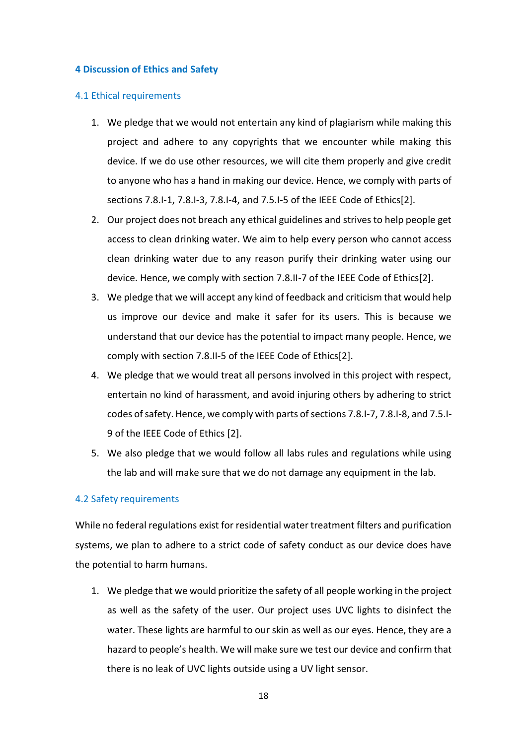## 4 Discussion of Ethics and Safety

### 4.1 Ethical requirements

1. We pledge that we would not entertain any kind of plagiarism while making this project and adhere to any copyrights that we encounter while making this device. If we do use other resources, we will cite them properly and give credit to anyone who has a hand in making our device. Hence, we comply with parts of sections 7.8.I-1, 7.8.I-3, 7.8.I-4, and 7.5.I-5 of the IEEE Code of Ethics[2].
2. Our project does not breach any ethical guidelines and strives to help people get access to clean drinking water. We aim to help every person who cannot access clean drinking water due to any reason purify their drinking water using our device. Hence, we comply with section 7.8.II-7 of the IEEE Code of Ethics[2].
3. We pledge that we will accept any kind of feedback and criticism that would help us improve our device and make it safer for its users. This is because we understand that our device has the potential to impact many people. Hence, we comply with section 7.8.II-5 of the IEEE Code of Ethics[2].
4. We pledge that we would treat all persons involved in this project with respect, entertain no kind of harassment, and avoid injuring others by adhering to strict codes of safety. Hence, we comply with parts of sections 7.8.I-7, 7.8.I-8, and 7.5.I-9 of the IEEE Code of Ethics [2].
5. We also pledge that we would follow all labs rules and regulations while using the lab and will make sure that we do not damage any equipment in the lab.

### 4.2 Safety requirements

While no federal regulations exist for residential water treatment filters and purification systems, we plan to adhere to a strict code of safety conduct as our device does have the potential to harm humans.

1. We pledge that we would prioritize the safety of all people working in the project as well as the safety of the user. Our project uses UVC lights to disinfect the water. These lights are harmful to our skin as well as our eyes. Hence, they are a hazard to people's health. We will make sure we test our device and confirm that there is no leak of UVC lights outside using a UV light sensor.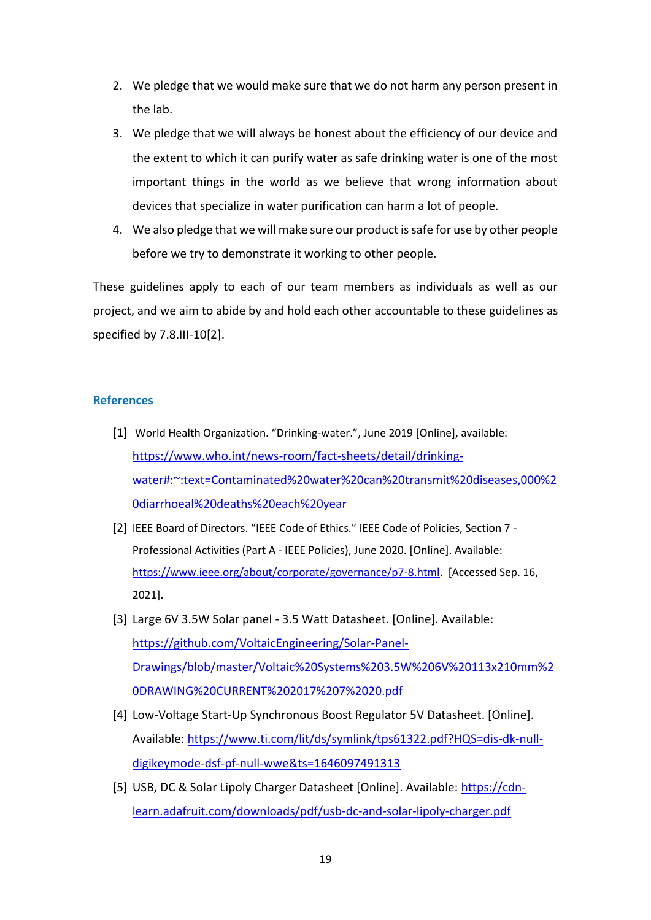2. We pledge that we would make sure that we do not harm any person present in the lab.
3. We pledge that we will always be honest about the efficiency of our device and the extent to which it can purify water as safe drinking water is one of the most important things in the world as we believe that wrong information about devices that specialize in water purification can harm a lot of people.
4. We also pledge that we will make sure our product is safe for use by other people before we try to demonstrate it working to other people.

These guidelines apply to each of our team members as individuals as well as our project, and we aim to abide by and hold each other accountable to these guidelines as specified by 7.8.III-10[2].

## References

[1] World Health Organization. "Drinking-water.", June 2019 [Online], available: https://www.who.int/news-room/fact-sheets/detail/drinking-water#:~:text=Contaminated%20water%20can%20transmit%20diseases,000%20diarrhoeal%20deaths%20each%20year

[2] IEEE Board of Directors. "IEEE Code of Ethics." IEEE Code of Policies, Section 7 - Professional Activities (Part A - IEEE Policies), June 2020. [Online]. Available: https://www.ieee.org/about/corporate/governance/p7-8.html. [Accessed Sep. 16, 2021].

[3] Large 6V 3.5W Solar panel - 3.5 Watt Datasheet. [Online]. Available: https://github.com/VoltaicEngineering/Solar-Panel-Drawings/blob/master/Voltaic%20Systems%203.5W%206V%20113x210mm%20DRAWING%20CURRENT%202017%207%2020.pdf

[4] Low-Voltage Start-Up Synchronous Boost Regulator 5V Datasheet. [Online]. Available: https://www.ti.com/lit/ds/symlink/tps61322.pdf?HQS=dis-dk-null-digikeymode-dsf-pf-null-wwe&ts=1646097491313

[5] USB, DC & Solar Lipoly Charger Datasheet [Online]. Available: https://cdn-learn.adafruit.com/downloads/pdf/usb-dc-and-solar-lipoly-charger.pdf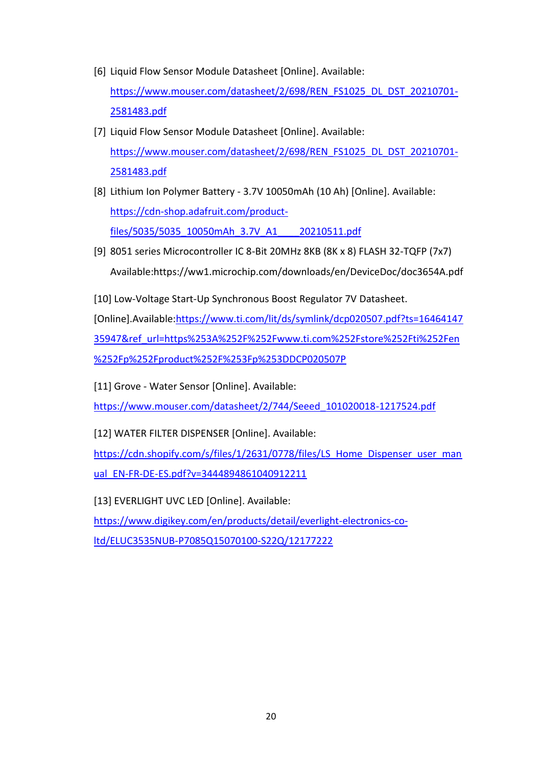[6] Liquid Flow Sensor Module Datasheet [Online]. Available: https://www.mouser.com/datasheet/2/698/REN_FS1025_DL_DST_20210701-2581483.pdf

[7] Liquid Flow Sensor Module Datasheet [Online]. Available: https://www.mouser.com/datasheet/2/698/REN_FS1025_DL_DST_20210701-2581483.pdf

[8] Lithium Ion Polymer Battery - 3.7V 10050mAh (10 Ah) [Online]. Available: https://cdn-shop.adafruit.com/product-files/5035/5035_10050mAh_3.7V_A1____20210511.pdf

[9] 8051 series Microcontroller IC 8-Bit 20MHz 8KB (8K x 8) FLASH 32-TQFP (7x7) Available:https://ww1.microchip.com/downloads/en/DeviceDoc/doc3654A.pdf

[10] Low-Voltage Start-Up Synchronous Boost Regulator 7V Datasheet. [Online].Available:https://www.ti.com/lit/ds/symlink/dcp020507.pdf?ts=1646414735947&ref_url=https%253A%252F%252Fwww.ti.com%252Fstore%252Fti%252Fen%252Fp%252Fproduct%252F%253Fp%253DDCP020507P

[11] Grove - Water Sensor [Online]. Available: https://www.mouser.com/datasheet/2/744/Seeed_101020018-1217524.pdf

[12] WATER FILTER DISPENSER [Online]. Available: https://cdn.shopify.com/s/files/1/2631/0778/files/LS_Home_Dispenser_user_manual_EN-FR-DE-ES.pdf?v=3444894861040912211

[13] EVERLIGHT UVC LED [Online]. Available: https://www.digikey.com/en/products/detail/everlight-electronics-co-ltd/ELUC3535NUB-P7085Q15070100-S22Q/12177222